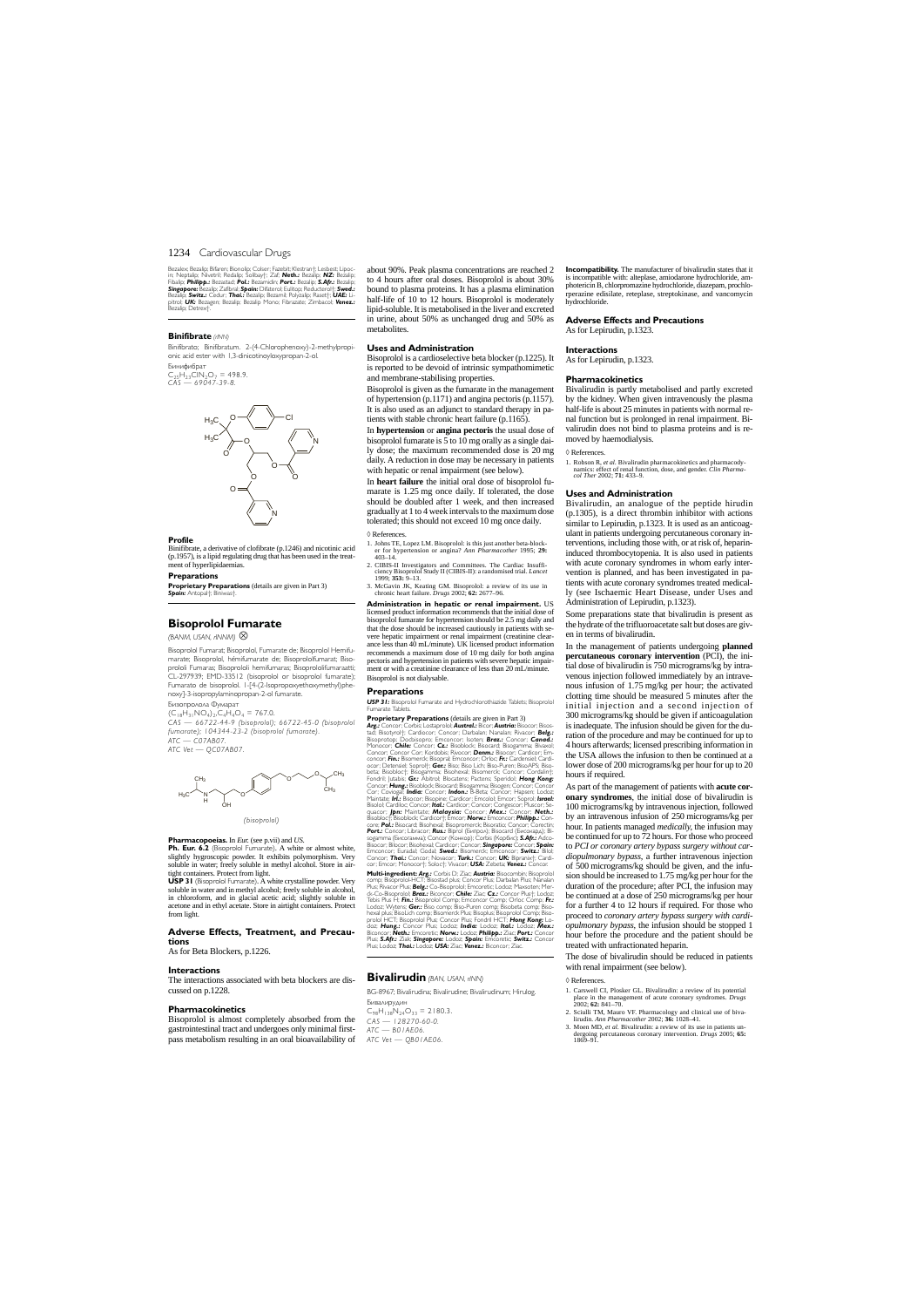# 1234 Cardiovascular Drugs

Bezalex; Bezalip; Bifaren; Bionolip; Colser; Fazebit; Klestran†; Lesbest; Lipoc-<br>in; Neptalip; Nivetril; Redalip; Solibay†; Zaf; **Neth.:** Bezalip; **NZ:** Bezalip;<br>Fibalip; **Philipp.:** Bezastad; **Pol.:** Bezamidin; **Port.:** B **Singapore:** Bezalip; Zafibral; **Spain:** Difaterol; Eulitop; Reducterol†; **Swed.:**<br>Bezalip; **Switz.:** Cedur; Th**ai.:** Bezalip; Bezamii; Polyzalip; Raset†; **UAE:** Li-<br>pitrol; **UK:** Bezagen; Bezalip; Bezalip Mono; Fibrazate; Bezalip; Detrex†.

# **Binifibrate** *(rINN)*

Binifibrato; Binifibratum. 2-(4-Chlorophenoxy)-2-methylpropionic acid ester with 1,3-dinicotinoyloxypropan-2-ol.

Бинифибрат C25H23ClN2O7 = 498.9. *CAS — 69047-39-8.*



#### **Profile**

Binifibrate, a derivative of clofibrate (p.1246) and nicotinic acid (p.1957), is a lipid regulating drug that has been used in the treatment of hyperlipidaemias.

#### **Preparations**

**Proprietary Preparations** (details are given in Part 3) *Spain:* Antopal†; Biniwas†.

# **Bisoprolol Fumarate**

*(BANM, USAN, rINNM)* ⊗

Bisoprolol Fumarat; Bisoprolol, Fumarate de; Bisoprolol Hemifumarate; Bisoprolol, hémifumarate de; Bisoprololfumarat; Bisoprololi Fumaras; Bisoprololi hemifumaras; Bisoprololifumaraatti; CL-297939; EMD-33512 (bisoprolol or bisoprolol fumarate); Fumarato de bisoprolol. 1-[4-(2-Isopropoxyethoxymethyl)phenoxy]-3-isopropylaminopropan-2-ol fumarate.

Бизопролола Фумарат

 $(C_{18}H_{31}NO_4)_2$ ,  $C_4H_4O_4 = 767.0$ . *CAS — 66722-44-9 (bisoprolol); 66722-45-0 (bisoprolol fumarate); 104344-23-2 (bisoprolol fumarate).*  $ATC = 607$ AB07

*ATC Vet — QC07AB07.*



*(bisoprolol)*

**Pharmacopoeias.** In *Eur.* (see p.vii) and *US.*

Ph. Eur. 6.2 (Bisoprolol Fumarate). A white or almost white, slightly hygroscopic powder. It exhibits polymorphism. Very soluble in water; freely soluble in methyl alcohol. Store in airtight containers. Protect from light.

**USP 31** (Bisoprolol Fumarate). A white crystalline powder. Very soluble in water and in methyl alcohol; freely soluble in alcohol, in chloroform, and in glacial acetic acid; slightly soluble in acetone and in ethyl acetate. Store in airtight containers. Protect from light.

## **Adverse Effects, Treatment, and Precautions**

As for Beta Blockers, p.1226.

## **Interactions**

The interactions associated with beta blockers are discussed on p.1228.

# **Pharmacokinetics**

Bisoprolol is almost completely absorbed from the gastrointestinal tract and undergoes only minimal firstpass metabolism resulting in an oral bioavailability of about 90%. Peak plasma concentrations are reached 2 to 4 hours after oral doses. Bisoprolol is about 30% bound to plasma proteins. It has a plasma elimination half-life of 10 to 12 hours. Bisoprolol is moderately lipid-soluble. It is metabolised in the liver and excreted in urine, about 50% as unchanged drug and 50% as metabolites.

# **Uses and Administration**

Bisoprolol is a cardioselective beta blocker (p.1225). It is reported to be devoid of intrinsic sympathomimetic and membrane-stabilising properties.

Bisoprolol is given as the fumarate in the management of hypertension (p.1171) and angina pectoris (p.1157). It is also used as an adjunct to standard therapy in patients with stable chronic heart failure (p.1165).

In **hypertension** or **angina pectoris** the usual dose of bisoprolol fumarate is 5 to 10 mg orally as a single daily dose; the maximum recommended dose is 20 mg daily. A reduction in dose may be necessary in patients with hepatic or renal impairment (see below).

In **heart failure** the initial oral dose of bisoprolol fumarate is 1.25 mg once daily. If tolerated, the dose should be doubled after 1 week, and then increased gradually at 1 to 4 week intervals to the maximum dose tolerated; this should not exceed 10 mg once daily.

#### ◊ References.

- 1. Johns TE, Lopez LM. Bisoprolol: is this just another beta-block-er for hypertension or angina? *Ann Pharmacother* 1995; **29:** 403–14.
- 2. CIBIS-II Investigators and Committees. The Cardiac Insufficiency Bisoprolol Study II (CIBIS-II): a randomised trial. *Lancet* 1999; **353:** 9–13.
- 3. McGavin JK, Keating GM. Bisoprolol: a review of its use in chronic heart failure. *Drugs* 2002; **62:** 2677–96.

**Administration in hepatic or renal impairment.** US licensed product information recommends that the initial dose of bisoprolol fumarate for hypertension should be 2.5 mg daily and that the dose should be increased cautiously in patients with severe hepatic impairment or renal impairment (creatinine clearance less than 40 mL/minute). UK licensed product information recommends a maximum dose of 10 mg daily for both angina pectoris and hypertension in patients with severe hepatic impairment or with a creatinine clearance of less than 20 mL/minute. Bisoprolol is not dialysable.

# **Preparations**

**USP 31:** Bisoprolol Fumarate and Hydrochlorothiazide Tablets; Bisoprolol Fumarate Tablets.

**Proprietary Preparations** (details are given in Part 3)

**Arg.:** Concor; Corbis; Lostaprolol; **Austral.:** Bicor; **Austria:** Bisocor; Bisos-<br>tad; Bisotyrol†; Cardiocor; Concor; Darbalan; Nanalan; Rivacor; **Belg.:**<br>Bisoprotop; Docbisopro; Emconcor; Isoten; **Braz.:** Concor; **Canad.** Concor; Concor Cor; Kordobis; Rivocor; **Denm.:** Bisocor; Cardicor; Em-<br>concor; **Fm.:** Bisomerck; Bisopral; Emconcor; Orloc; **Fr.:** Cardensiel; Cardi-<br>ocor; Detensiel; Soprol†; **Ger.:** Biso; Biso Lich; Biso-Puren; BisoAPS; Fondril; Jutabis; **Gr.:** Abitrol; Blocatens; Pactens; Speridol; **Hong Kong:**<br>Concor; Hung.: Bisoblock; Bisocart; Bisogamma; Bisogen; Concor; Concor<br>Cor; Coviogal; Indici: Concor; Indion: Beleta; Concor; Concor; Concor;<br>Mai sogamma (Бисогамма); Concor (Конкор); Corbis (Корбис); **S.Afr.:** Adco-<br>Bisocor; Bilocor; Bisohexal; Cardicor; Concor; **Singapore:** Concor; **Spain:**<br>Emconcor; Euradal; Godal; **Swed.:** Bisomerck; Emconcor; **Switz.:** Bilol; Concor; *Thai.:* Concor; Novacor; *Turk.:* Concor; *UK:* Bipranix†; Cardicor; Emcor; Monocor†; Soloc†; Vivacor; *USA:* Zebeta; *Venez.:* Concor.

**Multi-ingredient:** *Arg.:* Corbis D; Ziac; *Austria:* Bisocombin; Bisoprolol comp; Bisoprolol-HCT; Bisostad plus; Concor Plus; Darbalan Plus; Nanalan Plus; Rivacor Plus; **Belg.:** Co-Bisoprolol; Emcoretic; Lodoz; Maxsoten; Mer-<br>ck-Co-Bisoprolol; **Braz.:** Biconcor; **Chile:** Ziac; **Cz.:** Concor Plus†; Lodoz;<br>Tebis Plus H; **Fin:** Bisoprolol Comp; Biso-Puren comp; Diroc Comp hexal plus; BisoLich comp; Bisomerck Plus; Bisoplus; Bisoprolol Comp; Biso-<br>prolol HCT; Bisoprolol Plus; Concor Plus; Fondril HCT; **Hong Kong:** Lo-<br>doz; **Hung**: Concor Plus; Lodoz; **India:** Lodoz; **Ital.: Lodoz; Mex.:**<br>Bic

# **Bivalirudin** *(BAN, USAN, rINN)*

BG-8967; Bivalirudina; Bivalirudine; Bivalirudinum; Hirulog. Бивалирудин

- $C_{98}H_{138}N_{24}O_{33} = 2180.3.$
- *CAS 128270-60-0.*
- *ATC B01AE06.*
- *ATC Vet QB01AE06.*

**Incompatibility.** The manufacturer of bivalirudin states that it is incompatible with: alteplase, amiodarone hydrochloride, amphotericin B, chlorpromazine hydrochloride, diazepam, prochlorperazine edisilate, reteplase, streptokinase, and vancomycin hydrochloride.

#### **Adverse Effects and Precautions**

As for Lepirudin, p.1323.

# **Interactions**

As for Lepirudin, p.1323.

#### **Pharmacokinetics**

Bivalirudin is partly metabolised and partly excreted by the kidney. When given intravenously the plasma half-life is about 25 minutes in patients with normal renal function but is prolonged in renal impairment. Bivalirudin does not bind to plasma proteins and is removed by haemodialysis.

#### ◊ References.

1. Robson R, *et al.* Bivalirudin pharmacokinetics and pharmacodynamics: effect of renal function, dose, and gender. *Clin Pharma-col Ther* 2002; **71:** 433–9.

# **Uses and Administration**

Bivalirudin, an analogue of the peptide hirudin (p.1305), is a direct thrombin inhibitor with actions similar to Lepirudin, p.1323. It is used as an anticoagulant in patients undergoing percutaneous coronary interventions, including those with, or at risk of, heparininduced thrombocytopenia. It is also used in patients with acute coronary syndromes in whom early intervention is planned, and has been investigated in patients with acute coronary syndromes treated medically (see Ischaemic Heart Disease, under Uses and Administration of Lepirudin, p.1323).

Some preparations state that bivalirudin is present as the hydrate of the trifluoroacetate salt but doses are given in terms of bivalirudin.

In the management of patients undergoing **planned percutaneous coronary intervention** (PCI), the initial dose of bivalirudin is 750 micrograms/kg by intravenous injection followed immediately by an intravenous infusion of 1.75 mg/kg per hour; the activated clotting time should be measured 5 minutes after the initial injection and a second injection of 300 micrograms/kg should be given if anticoagulation is inadequate. The infusion should be given for the duration of the procedure and may be continued for up to 4 hours afterwards; licensed prescribing information in the USA allows the infusion to then be continued at a lower dose of 200 micrograms/kg per hour for up to 20 hours if required.

As part of the management of patients with **acute coronary syndromes**, the initial dose of bivalirudin is 100 micrograms/kg by intravenous injection, followed by an intravenous infusion of 250 micrograms/kg per hour. In patients managed *medically*, the infusion may be continued for up to 72 hours. For those who proceed to *PCI or coronary artery bypass surgery without cardiopulmonary bypass*, a further intravenous injection of 500 micrograms/kg should be given, and the infusion should be increased to 1.75 mg/kg per hour for the duration of the procedure; after PCI, the infusion may be continued at a dose of 250 micrograms/kg per hour for a further 4 to 12 hours if required. For those who proceed to *coronary artery bypass surgery with cardiopulmonary bypass*, the infusion should be stopped 1 hour before the procedure and the patient should be treated with unfractionated heparin.

The dose of bivalirudin should be reduced in patients with renal impairment (see below).

#### ◊ References.

- 1. Carswell CI, Plosker GL. Bivalirudin: a review of its potential place in the management of acute coronary syndromes. *Drugs* 2002; **62:** 841–70.
- 2. Sciulli TM, Mauro VF. Pharmacology and clinical use of biva-lirudin. *Ann Pharmacother* 2002; **36:** 1028–41.
- 3. Moen MD, *et al.* Bivalirudin: a review of its use in patients un-dergoing percutaneous coronary intervention. *Drugs* 2005; **65:** 1869–91.